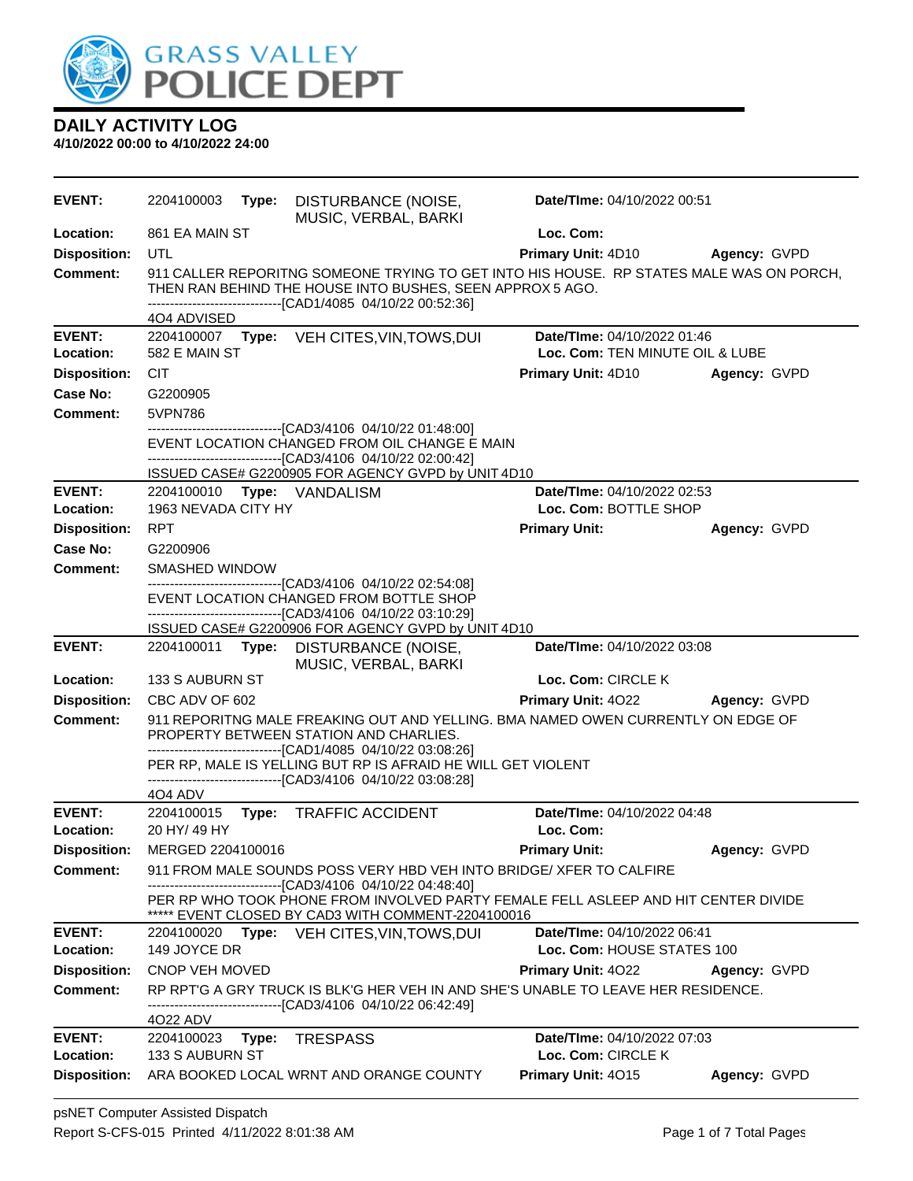# DAILY ACTIVITY LOG

**4/10/2022 00:00 to 4/10/2022 24:00**

---

**EVENT:** 2204100003 **Type:** DISTURBANCE (NOISE, MUSIC, VERBAL, BARKI **Date/TIme:** 04/10/2022 00:51
**Location:** 861 EA MAIN ST **Loc. Com:**
**Disposition:** UTL **Primary Unit:** 4D10 **Agency:** GVPD
**Comment:** 911 CALLER REPORITNG SOMEONE TRYING TO GET INTO HIS HOUSE. RP STATES MALE WAS ON PORCH, THEN RAN BEHIND THE HOUSE INTO BUSHES, SEEN APPROX 5 AGO.
------------------------------[CAD1/4085 04/10/22 00:52:36]
4O4 ADVISED

---

**EVENT:** 2204100007 **Type:** VEH CITES,VIN,TOWS,DUI **Date/TIme:** 04/10/2022 01:46
**Location:** 582 E MAIN ST **Loc. Com:** TEN MINUTE OIL & LUBE
**Disposition:** CIT **Primary Unit:** 4D10 **Agency:** GVPD
**Case No:** G2200905
**Comment:** 5VPN786
------------------------------[CAD3/4106 04/10/22 01:48:00]
EVENT LOCATION CHANGED FROM OIL CHANGE E MAIN
------------------------------[CAD3/4106 04/10/22 02:00:42]
ISSUED CASE# G2200905 FOR AGENCY GVPD by UNIT 4D10

---

**EVENT:** 2204100010 **Type:** VANDALISM **Date/TIme:** 04/10/2022 02:53
**Location:** 1963 NEVADA CITY HY **Loc. Com:** BOTTLE SHOP
**Disposition:** RPT **Primary Unit:** **Agency:** GVPD
**Case No:** G2200906
**Comment:** SMASHED WINDOW
------------------------------[CAD3/4106 04/10/22 02:54:08]
EVENT LOCATION CHANGED FROM BOTTLE SHOP
------------------------------[CAD3/4106 04/10/22 03:10:29]
ISSUED CASE# G2200906 FOR AGENCY GVPD by UNIT 4D10

---

**EVENT:** 2204100011 **Type:** DISTURBANCE (NOISE, MUSIC, VERBAL, BARKI **Date/TIme:** 04/10/2022 03:08
**Location:** 133 S AUBURN ST **Loc. Com:** CIRCLE K
**Disposition:** CBC ADV OF 602 **Primary Unit:** 4O22 **Agency:** GVPD
**Comment:** 911 REPORITNG MALE FREAKING OUT AND YELLING. BMA NAMED OWEN CURRENTLY ON EDGE OF PROPERTY BETWEEN STATION AND CHARLIES.
------------------------------[CAD1/4085 04/10/22 03:08:26]
PER RP, MALE IS YELLING BUT RP IS AFRAID HE WILL GET VIOLENT
------------------------------[CAD3/4106 04/10/22 03:08:28]
4O4 ADV

---

**EVENT:** 2204100015 **Type:** TRAFFIC ACCIDENT **Date/TIme:** 04/10/2022 04:48
**Location:** 20 HY/ 49 HY **Loc. Com:**
**Disposition:** MERGED 2204100016 **Primary Unit:** **Agency:** GVPD
**Comment:** 911 FROM MALE SOUNDS POSS VERY HBD VEH INTO BRIDGE/ XFER TO CALFIRE
------------------------------[CAD3/4106 04/10/22 04:48:40]
PER RP WHO TOOK PHONE FROM INVOLVED PARTY FEMALE FELL ASLEEP AND HIT CENTER DIVIDE
***** EVENT CLOSED BY CAD3 WITH COMMENT-2204100016

---

**EVENT:** 2204100020 **Type:** VEH CITES,VIN,TOWS,DUI **Date/TIme:** 04/10/2022 06:41
**Location:** 149 JOYCE DR **Loc. Com:** HOUSE STATES 100
**Disposition:** CNOP VEH MOVED **Primary Unit:** 4O22 **Agency:** GVPD
**Comment:** RP RPT'G A GRY TRUCK IS BLK'G HER VEH IN AND SHE'S UNABLE TO LEAVE HER RESIDENCE.
------------------------------[CAD3/4106 04/10/22 06:42:49]
4O22 ADV

---

**EVENT:** 2204100023 **Type:** TRESPASS **Date/TIme:** 04/10/2022 07:03
**Location:** 133 S AUBURN ST **Loc. Com:** CIRCLE K
**Disposition:** ARA BOOKED LOCAL WRNT AND ORANGE COUNTY **Primary Unit:** 4O15 **Agency:** GVPD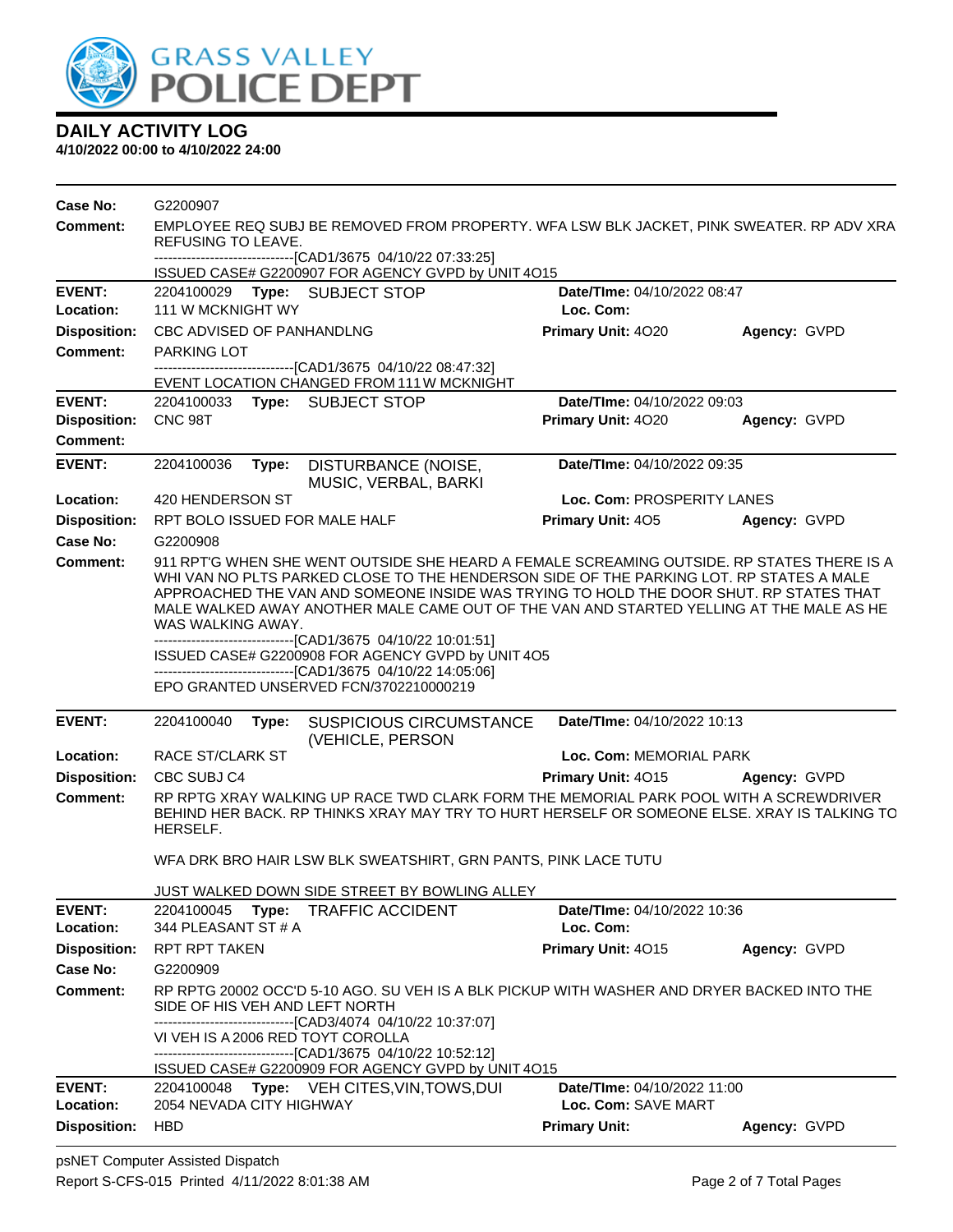# GRASS VALLEY POLICE DEPT

## DAILY ACTIVITY LOG

**4/10/2022 00:00 to 4/10/2022 24:00**

---

**Case No:** G2200907

**Comment:** EMPLOYEE REQ SUBJ BE REMOVED FROM PROPERTY. WFA LSW BLK JACKET, PINK SWEATER. RP ADV XRA REFUSING TO LEAVE.
------------------------------[CAD1/3675 04/10/22 07:33:25]
ISSUED CASE# G2200907 FOR AGENCY GVPD by UNIT 4O15

---

**EVENT:** 2204100029 **Type:** SUBJECT STOP **Date/TIme:** 04/10/2022 08:47
**Location:** 111 W MCKNIGHT WY **Loc. Com:**
**Disposition:** CBC ADVISED OF PANHANDLNG **Primary Unit:** 4O20 **Agency:** GVPD
**Comment:** PARKING LOT
------------------------------[CAD1/3675 04/10/22 08:47:32]
EVENT LOCATION CHANGED FROM 111 W MCKNIGHT

---

**EVENT:** 2204100033 **Type:** SUBJECT STOP **Date/TIme:** 04/10/2022 09:03
**Disposition:** CNC 98T **Primary Unit:** 4O20 **Agency:** GVPD
**Comment:**

---

**EVENT:** 2204100036 **Type:** DISTURBANCE (NOISE, MUSIC, VERBAL, BARKI **Date/TIme:** 04/10/2022 09:35
**Location:** 420 HENDERSON ST **Loc. Com:** PROSPERITY LANES
**Disposition:** RPT BOLO ISSUED FOR MALE HALF **Primary Unit:** 4O5 **Agency:** GVPD
**Case No:** G2200908
**Comment:** 911 RPT'G WHEN SHE WENT OUTSIDE SHE HEARD A FEMALE SCREAMING OUTSIDE. RP STATES THERE IS A WHI VAN NO PLTS PARKED CLOSE TO THE HENDERSON SIDE OF THE PARKING LOT. RP STATES A MALE APPROACHED THE VAN AND SOMEONE INSIDE WAS TRYING TO HOLD THE DOOR SHUT. RP STATES THAT MALE WALKED AWAY ANOTHER MALE CAME OUT OF THE VAN AND STARTED YELLING AT THE MALE AS HE WAS WALKING AWAY.
------------------------------[CAD1/3675 04/10/22 10:01:51]
ISSUED CASE# G2200908 FOR AGENCY GVPD by UNIT 4O5
------------------------------[CAD1/3675 04/10/22 14:05:06]
EPO GRANTED UNSERVED FCN/3702210000219

---

**EVENT:** 2204100040 **Type:** SUSPICIOUS CIRCUMSTANCE (VEHICLE, PERSON **Date/TIme:** 04/10/2022 10:13
**Location:** RACE ST/CLARK ST **Loc. Com:** MEMORIAL PARK
**Disposition:** CBC SUBJ C4 **Primary Unit:** 4O15 **Agency:** GVPD
**Comment:** RP RPTG XRAY WALKING UP RACE TWD CLARK FORM THE MEMORIAL PARK POOL WITH A SCREWDRIVER BEHIND HER BACK. RP THINKS XRAY MAY TRY TO HURT HERSELF OR SOMEONE ELSE. XRAY IS TALKING TO HERSELF.

WFA DRK BRO HAIR LSW BLK SWEATSHIRT, GRN PANTS, PINK LACE TUTU

JUST WALKED DOWN SIDE STREET BY BOWLING ALLEY

---

**EVENT:** 2204100045 **Type:** TRAFFIC ACCIDENT **Date/TIme:** 04/10/2022 10:36
**Location:** 344 PLEASANT ST # A **Loc. Com:**
**Disposition:** RPT RPT TAKEN **Primary Unit:** 4O15 **Agency:** GVPD
**Case No:** G2200909
**Comment:** RP RPTG 20002 OCC'D 5-10 AGO. SU VEH IS A BLK PICKUP WITH WASHER AND DRYER BACKED INTO THE SIDE OF HIS VEH AND LEFT NORTH
------------------------------[CAD3/4074 04/10/22 10:37:07]
VI VEH IS A 2006 RED TOYT COROLLA
------------------------------[CAD1/3675 04/10/22 10:52:12]
ISSUED CASE# G2200909 FOR AGENCY GVPD by UNIT 4O15

---

**EVENT:** 2204100048 **Type:** VEH CITES,VIN,TOWS,DUI **Date/TIme:** 04/10/2022 11:00
**Location:** 2054 NEVADA CITY HIGHWAY **Loc. Com:** SAVE MART
**Disposition:** HBD **Primary Unit:** **Agency:** GVPD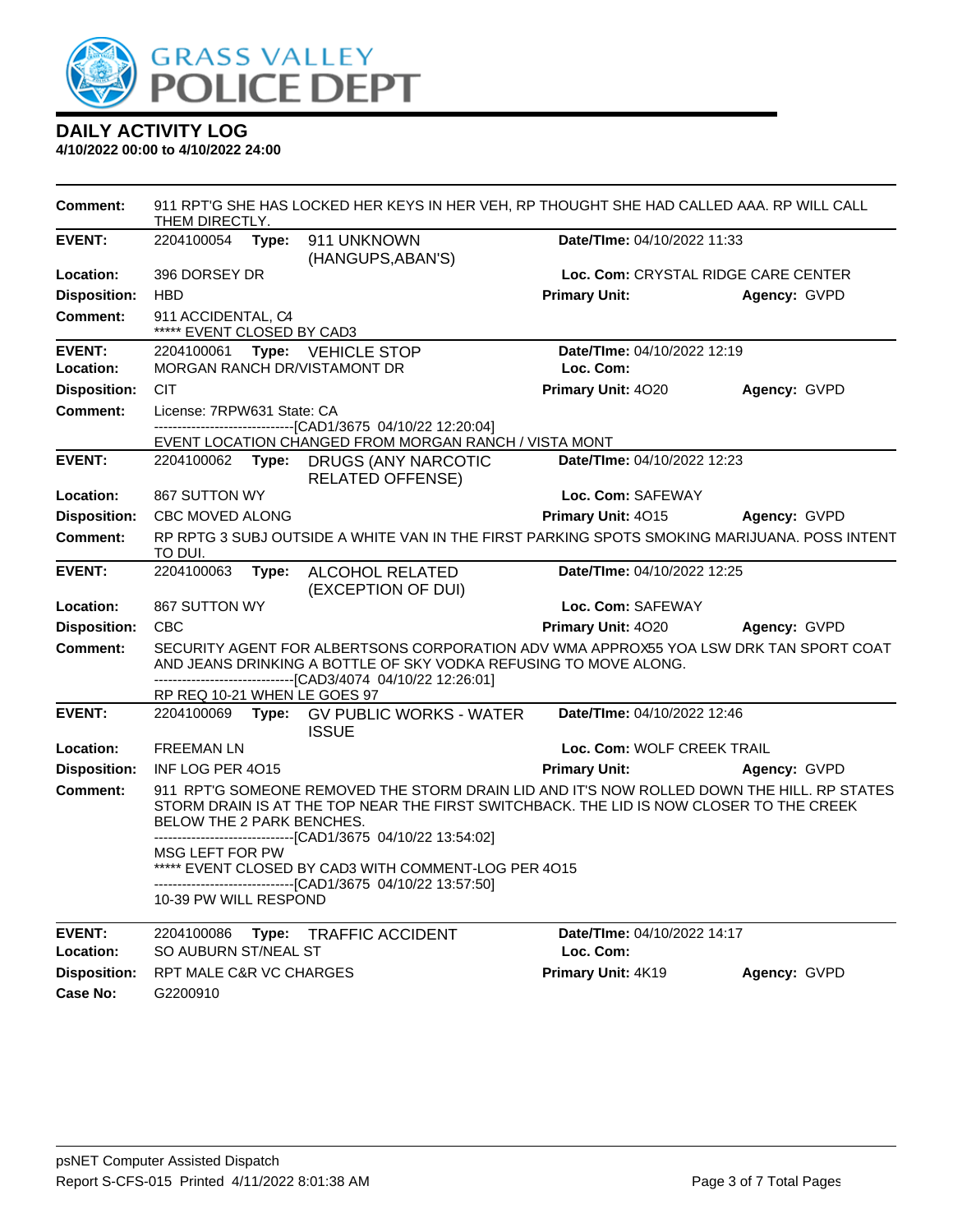# DAILY ACTIVITY LOG

**4/10/2022 00:00 to 4/10/2022 24:00**

**Comment:** 911 RPT'G SHE HAS LOCKED HER KEYS IN HER VEH, RP THOUGHT SHE HAD CALLED AAA. RP WILL CALL THEM DIRECTLY.

---

**EVENT:** 2204100054 **Type:** 911 UNKNOWN (HANGUPS,ABAN'S) **Date/TIme:** 04/10/2022 11:33

**Location:** 396 DORSEY DR **Loc. Com:** CRYSTAL RIDGE CARE CENTER

**Disposition:** HBD **Primary Unit:** **Agency:** GVPD

**Comment:** 911 ACCIDENTAL, C4
***** EVENT CLOSED BY CAD3

---

**EVENT:** 2204100061 **Type:** VEHICLE STOP **Date/TIme:** 04/10/2022 12:19

**Location:** MORGAN RANCH DR/VISTAMONT DR **Loc. Com:**

**Disposition:** CIT **Primary Unit:** 4O20 **Agency:** GVPD

**Comment:** License: 7RPW631 State: CA
-------------------------------[CAD1/3675 04/10/22 12:20:04]
EVENT LOCATION CHANGED FROM MORGAN RANCH / VISTA MONT

---

**EVENT:** 2204100062 **Type:** DRUGS (ANY NARCOTIC RELATED OFFENSE) **Date/TIme:** 04/10/2022 12:23

**Location:** 867 SUTTON WY **Loc. Com:** SAFEWAY

**Disposition:** CBC MOVED ALONG **Primary Unit:** 4O15 **Agency:** GVPD

**Comment:** RP RPTG 3 SUBJ OUTSIDE A WHITE VAN IN THE FIRST PARKING SPOTS SMOKING MARIJUANA. POSS INTENT TO DUI.

---

**EVENT:** 2204100063 **Type:** ALCOHOL RELATED (EXCEPTION OF DUI) **Date/TIme:** 04/10/2022 12:25

**Location:** 867 SUTTON WY **Loc. Com:** SAFEWAY

**Disposition:** CBC **Primary Unit:** 4O20 **Agency:** GVPD

**Comment:** SECURITY AGENT FOR ALBERTSONS CORPORATION ADV WMA APPROX55 YOA LSW DRK TAN SPORT COAT AND JEANS DRINKING A BOTTLE OF SKY VODKA REFUSING TO MOVE ALONG.
-------------------------------[CAD3/4074 04/10/22 12:26:01]
RP REQ 10-21 WHEN LE GOES 97

---

**EVENT:** 2204100069 **Type:** GV PUBLIC WORKS - WATER ISSUE **Date/TIme:** 04/10/2022 12:46

**Location:** FREEMAN LN **Loc. Com:** WOLF CREEK TRAIL

**Disposition:** INF LOG PER 4O15 **Primary Unit:** **Agency:** GVPD

**Comment:** 911 RPT'G SOMEONE REMOVED THE STORM DRAIN LID AND IT'S NOW ROLLED DOWN THE HILL. RP STATES STORM DRAIN IS AT THE TOP NEAR THE FIRST SWITCHBACK. THE LID IS NOW CLOSER TO THE CREEK BELOW THE 2 PARK BENCHES.
-------------------------------[CAD1/3675 04/10/22 13:54:02]
MSG LEFT FOR PW
***** EVENT CLOSED BY CAD3 WITH COMMENT-LOG PER 4O15
-------------------------------[CAD1/3675 04/10/22 13:57:50]
10-39 PW WILL RESPOND

---

**EVENT:** 2204100086 **Type:** TRAFFIC ACCIDENT **Date/TIme:** 04/10/2022 14:17

**Location:** SO AUBURN ST/NEAL ST **Loc. Com:**

**Disposition:** RPT MALE C&R VC CHARGES **Primary Unit:** 4K19 **Agency:** GVPD

**Case No:** G2200910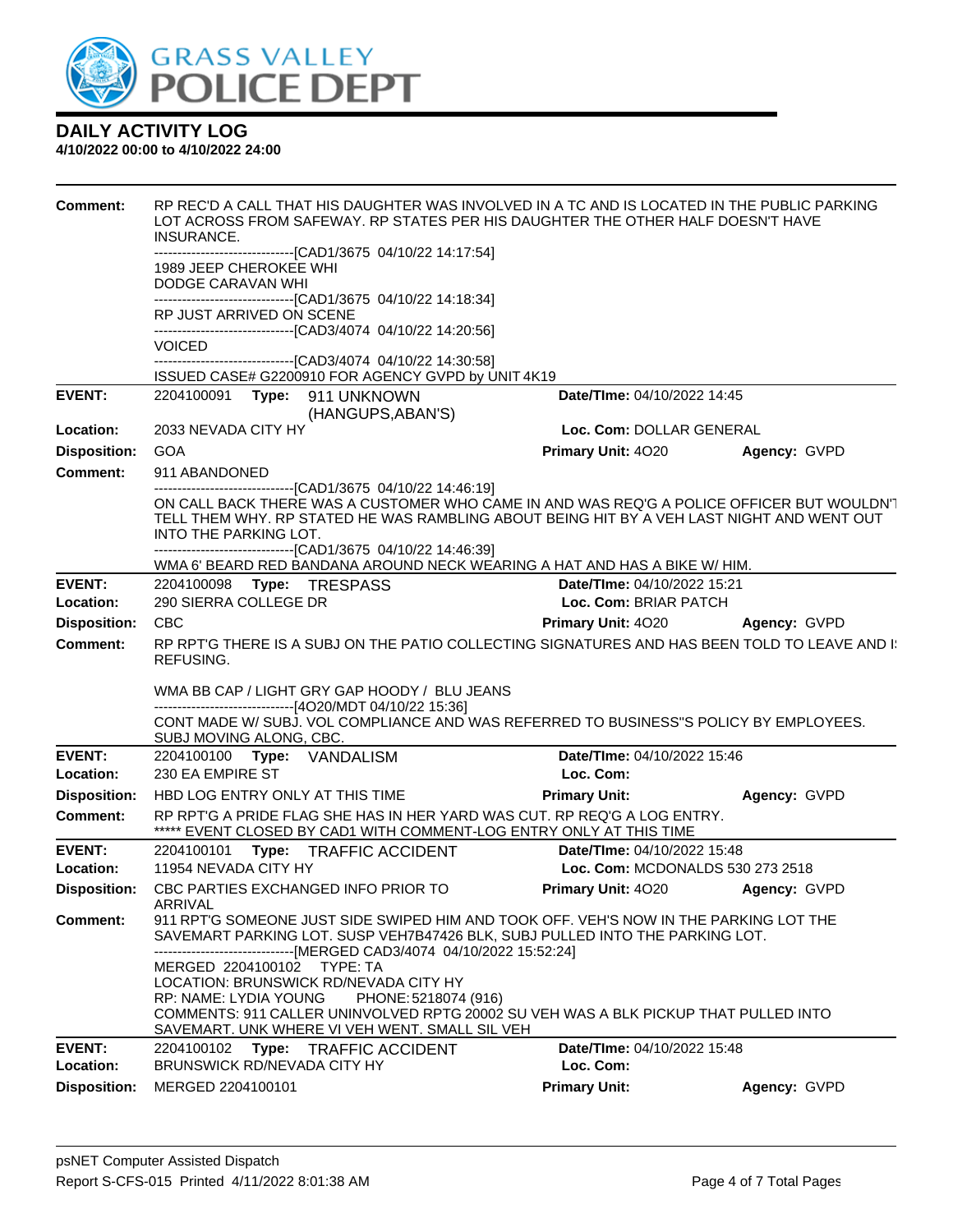**Comment:** RP REC'D A CALL THAT HIS DAUGHTER WAS INVOLVED IN A TC AND IS LOCATED IN THE PUBLIC PARKING LOT ACROSS FROM SAFEWAY. RP STATES PER HIS DAUGHTER THE OTHER HALF DOESN'T HAVE INSURANCE.

------------------------------[CAD1/3675 04/10/22 14:17:54]
1989 JEEP CHEROKEE WHI
DODGE CARAVAN WHI
------------------------------[CAD1/3675 04/10/22 14:18:34]
RP JUST ARRIVED ON SCENE
------------------------------[CAD3/4074 04/10/22 14:20:56]
VOICED
------------------------------[CAD3/4074 04/10/22 14:30:58]
ISSUED CASE# G2200910 FOR AGENCY GVPD by UNIT 4K19

---

**EVENT:** 2204100091 **Type:** 911 UNKNOWN (HANGUPS,ABAN'S) **Date/TIme:** 04/10/2022 14:45
**Location:** 2033 NEVADA CITY HY **Loc. Com:** DOLLAR GENERAL
**Disposition:** GOA **Primary Unit:** 4O20 **Agency:** GVPD
**Comment:** 911 ABANDONED
------------------------------[CAD1/3675 04/10/22 14:46:19]
ON CALL BACK THERE WAS A CUSTOMER WHO CAME IN AND WAS REQ'G A POLICE OFFICER BUT WOULDN'T TELL THEM WHY. RP STATED HE WAS RAMBLING ABOUT BEING HIT BY A VEH LAST NIGHT AND WENT OUT INTO THE PARKING LOT.
------------------------------[CAD1/3675 04/10/22 14:46:39]
WMA 6' BEARD RED BANDANA AROUND NECK WEARING A HAT AND HAS A BIKE W/ HIM.

---

**EVENT:** 2204100098 **Type:** TRESPASS **Date/TIme:** 04/10/2022 15:21
**Location:** 290 SIERRA COLLEGE DR **Loc. Com:** BRIAR PATCH
**Disposition:** CBC **Primary Unit:** 4O20 **Agency:** GVPD
**Comment:** RP RPT'G THERE IS A SUBJ ON THE PATIO COLLECTING SIGNATURES AND HAS BEEN TOLD TO LEAVE AND IS REFUSING.

WMA BB CAP / LIGHT GRY GAP HOODY / BLU JEANS
------------------------------[4O20/MDT 04/10/22 15:36]
CONT MADE W/ SUBJ. VOL COMPLIANCE AND WAS REFERRED TO BUSINESS"S POLICY BY EMPLOYEES. SUBJ MOVING ALONG, CBC.

---

**EVENT:** 2204100100 **Type:** VANDALISM **Date/TIme:** 04/10/2022 15:46
**Location:** 230 EA EMPIRE ST **Loc. Com:**
**Disposition:** HBD LOG ENTRY ONLY AT THIS TIME **Primary Unit:** **Agency:** GVPD
**Comment:** RP RPT'G A PRIDE FLAG SHE HAS IN HER YARD WAS CUT. RP REQ'G A LOG ENTRY.
***** EVENT CLOSED BY CAD1 WITH COMMENT-LOG ENTRY ONLY AT THIS TIME

---

**EVENT:** 2204100101 **Type:** TRAFFIC ACCIDENT **Date/TIme:** 04/10/2022 15:48
**Location:** 11954 NEVADA CITY HY **Loc. Com:** MCDONALDS 530 273 2518
**Disposition:** CBC PARTIES EXCHANGED INFO PRIOR TO ARRIVAL **Primary Unit:** 4O20 **Agency:** GVPD
**Comment:** 911 RPT'G SOMEONE JUST SIDE SWIPED HIM AND TOOK OFF. VEH'S NOW IN THE PARKING LOT THE SAVEMART PARKING LOT. SUSP VEH7B47426 BLK, SUBJ PULLED INTO THE PARKING LOT.
------------------------------[MERGED CAD3/4074 04/10/2022 15:52:24]
MERGED 2204100102 TYPE: TA
LOCATION: BRUNSWICK RD/NEVADA CITY HY
RP: NAME: LYDIA YOUNG PHONE: 5218074 (916)
COMMENTS: 911 CALLER UNINVOLVED RPTG 20002 SU VEH WAS A BLK PICKUP THAT PULLED INTO SAVEMART. UNK WHERE VI VEH WENT. SMALL SIL VEH

---

**EVENT:** 2204100102 **Type:** TRAFFIC ACCIDENT **Date/TIme:** 04/10/2022 15:48
**Location:** BRUNSWICK RD/NEVADA CITY HY **Loc. Com:**
**Disposition:** MERGED 2204100101 **Primary Unit:** **Agency:** GVPD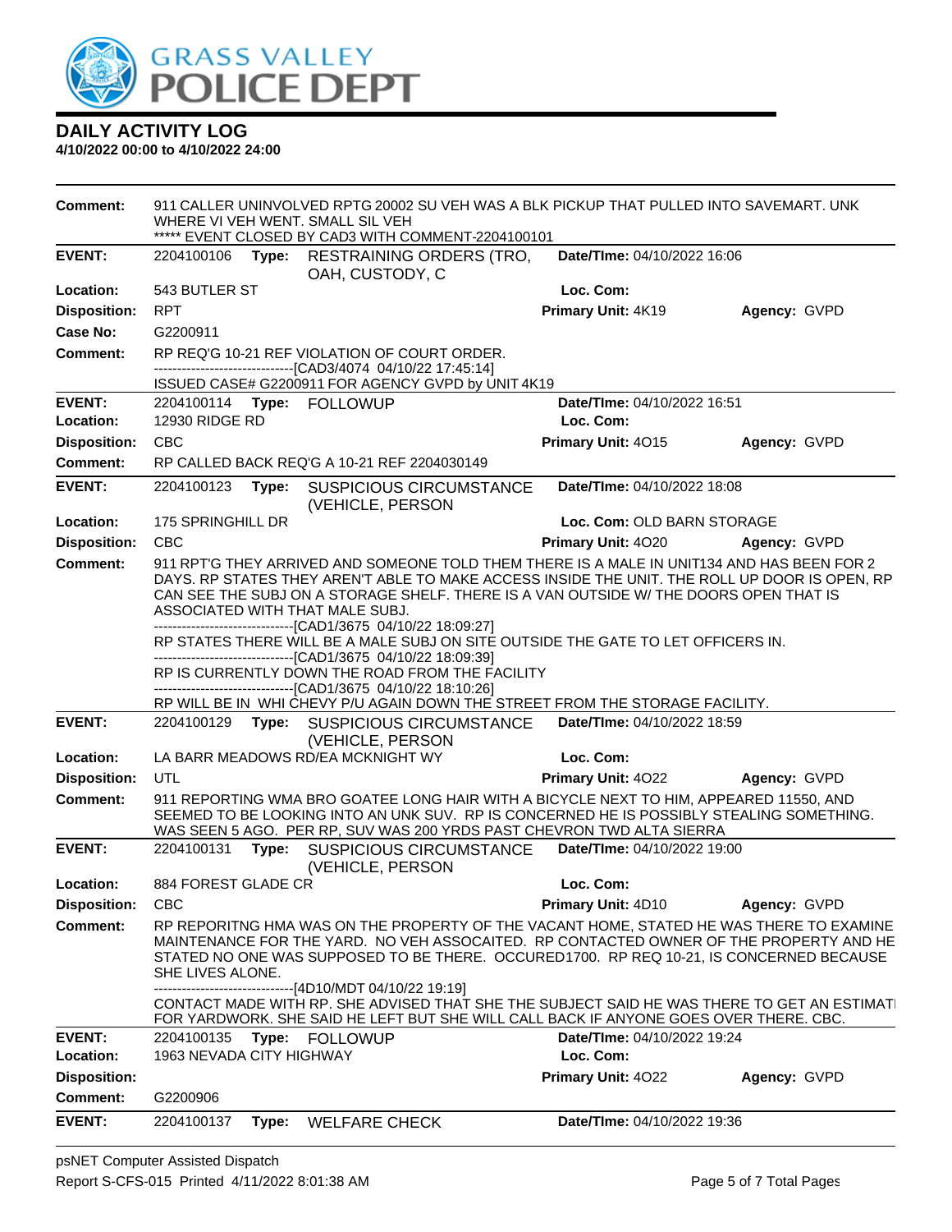# DAILY ACTIVITY LOG

**4/10/2022 00:00 to 4/10/2022 24:00**

**Comment:** 911 CALLER UNINVOLVED RPTG 20002 SU VEH WAS A BLK PICKUP THAT PULLED INTO SAVEMART. UNK WHERE VI VEH WENT. SMALL SIL VEH
***** EVENT CLOSED BY CAD3 WITH COMMENT-2204100101

---

**EVENT:** 2204100106 **Type:** RESTRAINING ORDERS (TRO, OAH, CUSTODY, C **Date/TIme:** 04/10/2022 16:06
**Location:** 543 BUTLER ST **Loc. Com:**
**Disposition:** RPT **Primary Unit:** 4K19 **Agency:** GVPD
**Case No:** G2200911
**Comment:** RP REQ'G 10-21 REF VIOLATION OF COURT ORDER.
------------------------------[CAD3/4074 04/10/22 17:45:14]
ISSUED CASE# G2200911 FOR AGENCY GVPD by UNIT 4K19

---

**EVENT:** 2204100114 **Type:** FOLLOWUP **Date/TIme:** 04/10/2022 16:51
**Location:** 12930 RIDGE RD **Loc. Com:**
**Disposition:** CBC **Primary Unit:** 4O15 **Agency:** GVPD
**Comment:** RP CALLED BACK REQ'G A 10-21 REF 2204030149

---

**EVENT:** 2204100123 **Type:** SUSPICIOUS CIRCUMSTANCE (VEHICLE, PERSON **Date/TIme:** 04/10/2022 18:08
**Location:** 175 SPRINGHILL DR **Loc. Com:** OLD BARN STORAGE
**Disposition:** CBC **Primary Unit:** 4O20 **Agency:** GVPD
**Comment:** 911 RPT'G THEY ARRIVED AND SOMEONE TOLD THEM THERE IS A MALE IN UNIT134 AND HAS BEEN FOR 2 DAYS. RP STATES THEY AREN'T ABLE TO MAKE ACCESS INSIDE THE UNIT. THE ROLL UP DOOR IS OPEN, RP CAN SEE THE SUBJ ON A STORAGE SHELF. THERE IS A VAN OUTSIDE W/ THE DOORS OPEN THAT IS ASSOCIATED WITH THAT MALE SUBJ.
------------------------------[CAD1/3675 04/10/22 18:09:27]
RP STATES THERE WILL BE A MALE SUBJ ON SITE OUTSIDE THE GATE TO LET OFFICERS IN.
------------------------------[CAD1/3675 04/10/22 18:09:39]
RP IS CURRENTLY DOWN THE ROAD FROM THE FACILITY
------------------------------[CAD1/3675 04/10/22 18:10:26]
RP WILL BE IN WHI CHEVY P/U AGAIN DOWN THE STREET FROM THE STORAGE FACILITY.

---

**EVENT:** 2204100129 **Type:** SUSPICIOUS CIRCUMSTANCE (VEHICLE, PERSON **Date/TIme:** 04/10/2022 18:59
**Location:** LA BARR MEADOWS RD/EA MCKNIGHT WY **Loc. Com:**
**Disposition:** UTL **Primary Unit:** 4O22 **Agency:** GVPD
**Comment:** 911 REPORTING WMA BRO GOATEE LONG HAIR WITH A BICYCLE NEXT TO HIM, APPEARED 11550, AND SEEMED TO BE LOOKING INTO AN UNK SUV. RP IS CONCERNED HE IS POSSIBLY STEALING SOMETHING. WAS SEEN 5 AGO. PER RP, SUV WAS 200 YRDS PAST CHEVRON TWD ALTA SIERRA

---

**EVENT:** 2204100131 **Type:** SUSPICIOUS CIRCUMSTANCE (VEHICLE, PERSON **Date/TIme:** 04/10/2022 19:00
**Location:** 884 FOREST GLADE CR **Loc. Com:**
**Disposition:** CBC **Primary Unit:** 4D10 **Agency:** GVPD
**Comment:** RP REPORITNG HMA WAS ON THE PROPERTY OF THE VACANT HOME, STATED HE WAS THERE TO EXAMINE MAINTENANCE FOR THE YARD. NO VEH ASSOCAITED. RP CONTACTED OWNER OF THE PROPERTY AND HE STATED NO ONE WAS SUPPOSED TO BE THERE. OCCURED1700. RP REQ 10-21, IS CONCERNED BECAUSE SHE LIVES ALONE.
------------------------------[4D10/MDT 04/10/22 19:19]
CONTACT MADE WITH RP. SHE ADVISED THAT SHE THE SUBJECT SAID HE WAS THERE TO GET AN ESTIMATI FOR YARDWORK. SHE SAID HE LEFT BUT SHE WILL CALL BACK IF ANYONE GOES OVER THERE. CBC.

---

**EVENT:** 2204100135 **Type:** FOLLOWUP **Date/TIme:** 04/10/2022 19:24
**Location:** 1963 NEVADA CITY HIGHWAY **Loc. Com:**
**Disposition:** **Primary Unit:** 4O22 **Agency:** GVPD
**Comment:** G2200906

---

**EVENT:** 2204100137 **Type:** WELFARE CHECK **Date/TIme:** 04/10/2022 19:36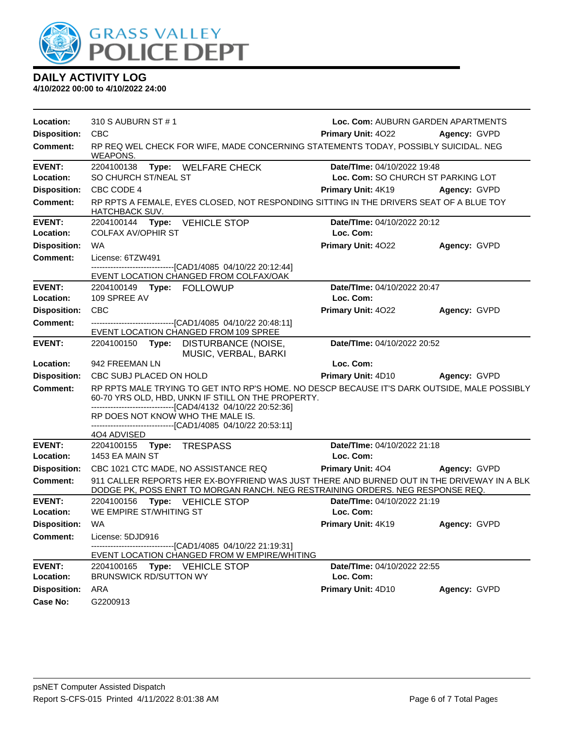# GRASS VALLEY POLICE DEPT

## DAILY ACTIVITY LOG

**4/10/2022 00:00 to 4/10/2022 24:00**

**Location:** 310 S AUBURN ST # 1 **Loc. Com:** AUBURN GARDEN APARTMENTS
**Disposition:** CBC **Primary Unit:** 4O22 **Agency:** GVPD
**Comment:** RP REQ WEL CHECK FOR WIFE, MADE CONCERNING STATEMENTS TODAY, POSSIBLY SUICIDAL. NEG WEAPONS.

---

**EVENT:** 2204100138 **Type:** WELFARE CHECK **Date/TIme:** 04/10/2022 19:48
**Location:** SO CHURCH ST/NEAL ST **Loc. Com:** SO CHURCH ST PARKING LOT
**Disposition:** CBC CODE 4 **Primary Unit:** 4K19 **Agency:** GVPD
**Comment:** RP RPTS A FEMALE, EYES CLOSED, NOT RESPONDING SITTING IN THE DRIVERS SEAT OF A BLUE TOY HATCHBACK SUV.

---

**EVENT:** 2204100144 **Type:** VEHICLE STOP **Date/TIme:** 04/10/2022 20:12
**Location:** COLFAX AV/OPHIR ST **Loc. Com:**
**Disposition:** WA **Primary Unit:** 4O22 **Agency:** GVPD
**Comment:** License: 6TZW491
------------------------------[CAD1/4085 04/10/22 20:12:44]
EVENT LOCATION CHANGED FROM COLFAX/OAK

---

**EVENT:** 2204100149 **Type:** FOLLOWUP **Date/TIme:** 04/10/2022 20:47
**Location:** 109 SPREE AV **Loc. Com:**
**Disposition:** CBC **Primary Unit:** 4O22 **Agency:** GVPD
**Comment:** ------------------------------[CAD1/4085 04/10/22 20:48:11]
EVENT LOCATION CHANGED FROM 109 SPREE

---

**EVENT:** 2204100150 **Type:** DISTURBANCE (NOISE, MUSIC, VERBAL, BARKI **Date/TIme:** 04/10/2022 20:52
**Location:** 942 FREEMAN LN **Loc. Com:**
**Disposition:** CBC SUBJ PLACED ON HOLD **Primary Unit:** 4D10 **Agency:** GVPD
**Comment:** RP RPTS MALE TRYING TO GET INTO RP'S HOME. NO DESCP BECAUSE IT'S DARK OUTSIDE, MALE POSSIBLY 60-70 YRS OLD, HBD, UNKN IF STILL ON THE PROPERTY.
------------------------------[CAD4/4132 04/10/22 20:52:36]
RP DOES NOT KNOW WHO THE MALE IS.
------------------------------[CAD1/4085 04/10/22 20:53:11]
4O4 ADVISED

---

**EVENT:** 2204100155 **Type:** TRESPASS **Date/TIme:** 04/10/2022 21:18
**Location:** 1453 EA MAIN ST **Loc. Com:**
**Disposition:** CBC 1021 CTC MADE, NO ASSISTANCE REQ **Primary Unit:** 4O4 **Agency:** GVPD
**Comment:** 911 CALLER REPORTS HER EX-BOYFRIEND WAS JUST THERE AND BURNED OUT IN THE DRIVEWAY IN A BLK DODGE PK, POSS ENRT TO MORGAN RANCH. NEG RESTRAINING ORDERS. NEG RESPONSE REQ.

---

**EVENT:** 2204100156 **Type:** VEHICLE STOP **Date/TIme:** 04/10/2022 21:19
**Location:** WE EMPIRE ST/WHITING ST **Loc. Com:**
**Disposition:** WA **Primary Unit:** 4K19 **Agency:** GVPD
**Comment:** License: 5DJD916
------------------------------[CAD1/4085 04/10/22 21:19:31]
EVENT LOCATION CHANGED FROM W EMPIRE/WHITING

---

**EVENT:** 2204100165 **Type:** VEHICLE STOP **Date/TIme:** 04/10/2022 22:55
**Location:** BRUNSWICK RD/SUTTON WY **Loc. Com:**
**Disposition:** ARA **Primary Unit:** 4D10 **Agency:** GVPD
**Case No:** G2200913

psNET Computer Assisted Dispatch
Report S-CFS-015 Printed 4/11/2022 8:01:38 AM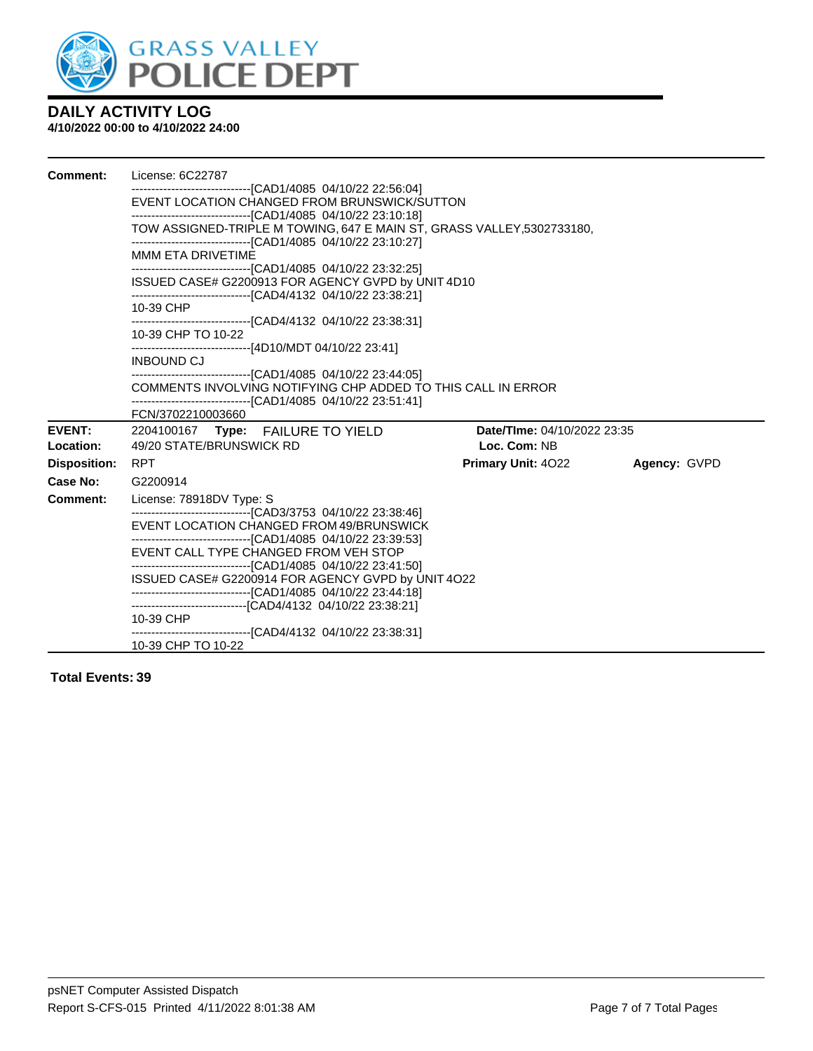# GRASS VALLEY POLICE DEPT

## DAILY ACTIVITY LOG

**4/10/2022 00:00 to 4/10/2022 24:00**

**Comment:** License: 6C22787
------------------------------[CAD1/4085 04/10/22 22:56:04]
EVENT LOCATION CHANGED FROM BRUNSWICK/SUTTON
------------------------------[CAD1/4085 04/10/22 23:10:18]
TOW ASSIGNED-TRIPLE M TOWING, 647 E MAIN ST, GRASS VALLEY,5302733180,
------------------------------[CAD1/4085 04/10/22 23:10:27]
MMM ETA DRIVETIME
------------------------------[CAD1/4085 04/10/22 23:32:25]
ISSUED CASE# G2200913 FOR AGENCY GVPD by UNIT 4D10
------------------------------[CAD4/4132 04/10/22 23:38:21]
10-39 CHP
------------------------------[CAD4/4132 04/10/22 23:38:31]
10-39 CHP TO 10-22
------------------------------[4D10/MDT 04/10/22 23:41]
INBOUND CJ
------------------------------[CAD1/4085 04/10/22 23:44:05]
COMMENTS INVOLVING NOTIFYING CHP ADDED TO THIS CALL IN ERROR
------------------------------[CAD1/4085 04/10/22 23:51:41]
FCN/3702210003660

---

**EVENT:** 2204100167 **Type:** FAILURE TO YIELD **Date/TIme:** 04/10/2022 23:35
**Location:** 49/20 STATE/BRUNSWICK RD **Loc. Com:** NB
**Disposition:** RPT **Primary Unit:** 4O22 **Agency:** GVPD
**Case No:** G2200914
**Comment:** License: 78918DV Type: S
------------------------------[CAD3/3753 04/10/22 23:38:46]
EVENT LOCATION CHANGED FROM 49/BRUNSWICK
------------------------------[CAD1/4085 04/10/22 23:39:53]
EVENT CALL TYPE CHANGED FROM VEH STOP
------------------------------[CAD1/4085 04/10/22 23:41:50]
ISSUED CASE# G2200914 FOR AGENCY GVPD by UNIT 4O22
------------------------------[CAD1/4085 04/10/22 23:44:18]
------------------------------[CAD4/4132 04/10/22 23:38:21]
10-39 CHP
------------------------------[CAD4/4132 04/10/22 23:38:31]
10-39 CHP TO 10-22

---

**Total Events: 39**

psNET Computer Assisted Dispatch
Report S-CFS-015 Printed 4/11/2022 8:01:38 AM